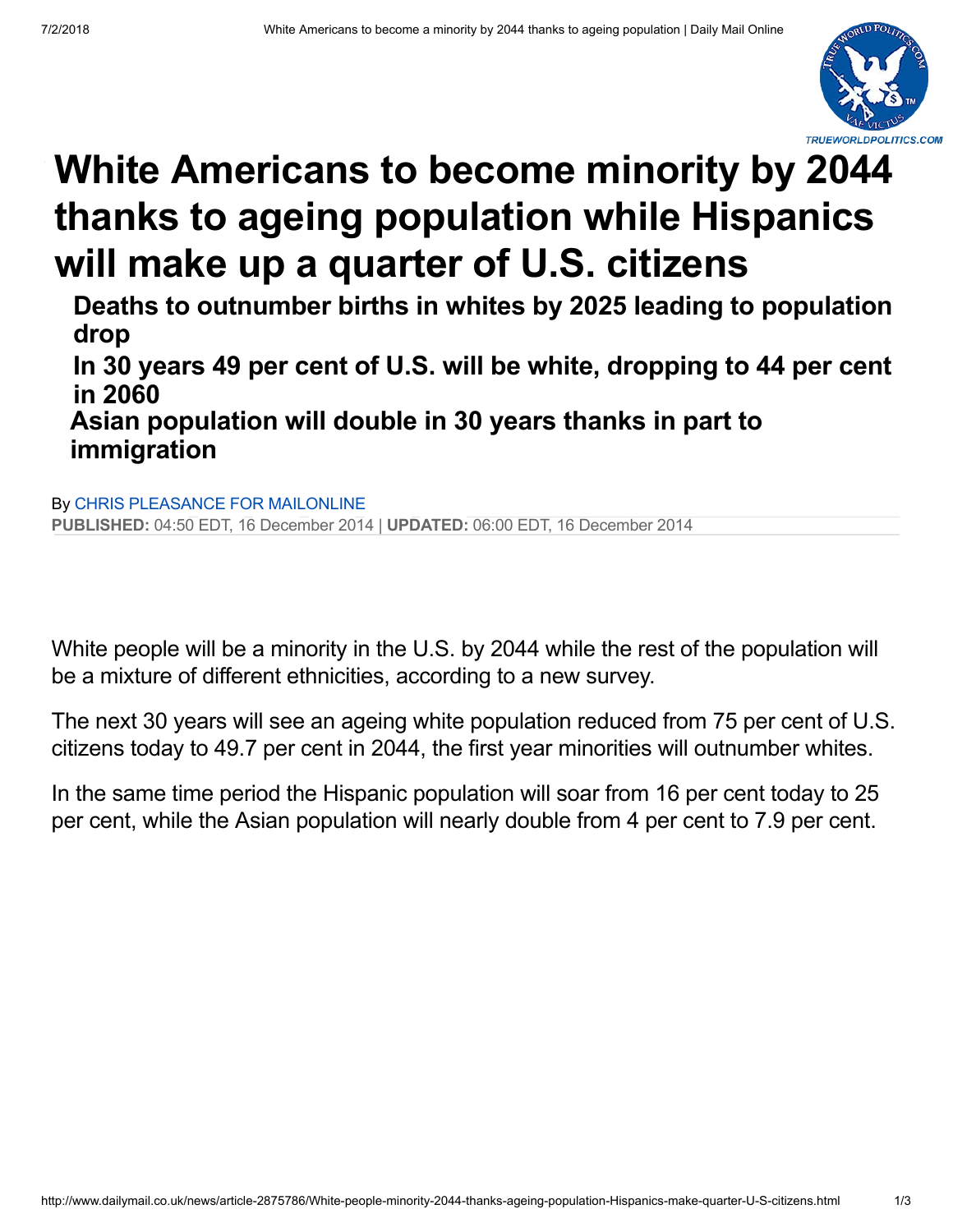# White Americans to become minority by 2044 thanks to ageing population while Hispanics will make up a quarter of U.S. citizens

- **Deaths to outnumber births in whites by 2025 leading to population drop**
- **In 30 years 49 per cent of U.S. will be white, dropping to 44 per cent in 2060**
- **Asian population will double in 30 years thanks in part to immigration**

By CHRIS PLEASANCE FOR MAILONLINE

**PUBLISHED:** 04:50 EDT, 16 December 2014 | **UPDATED:** 06:00 EDT, 16 December 2014

White people will be a minority in the U.S. by 2044 while the rest of the population will be a mixture of different ethnicities, according to a new survey.

The next 30 years will see an ageing white population reduced from 75 per cent of U.S. citizens today to 49.7 per cent in 2044, the first year minorities will outnumber whites.

In the same time period the Hispanic population will soar from 16 per cent today to 25 per cent, while the Asian population will nearly double from 4 per cent to 7.9 per cent.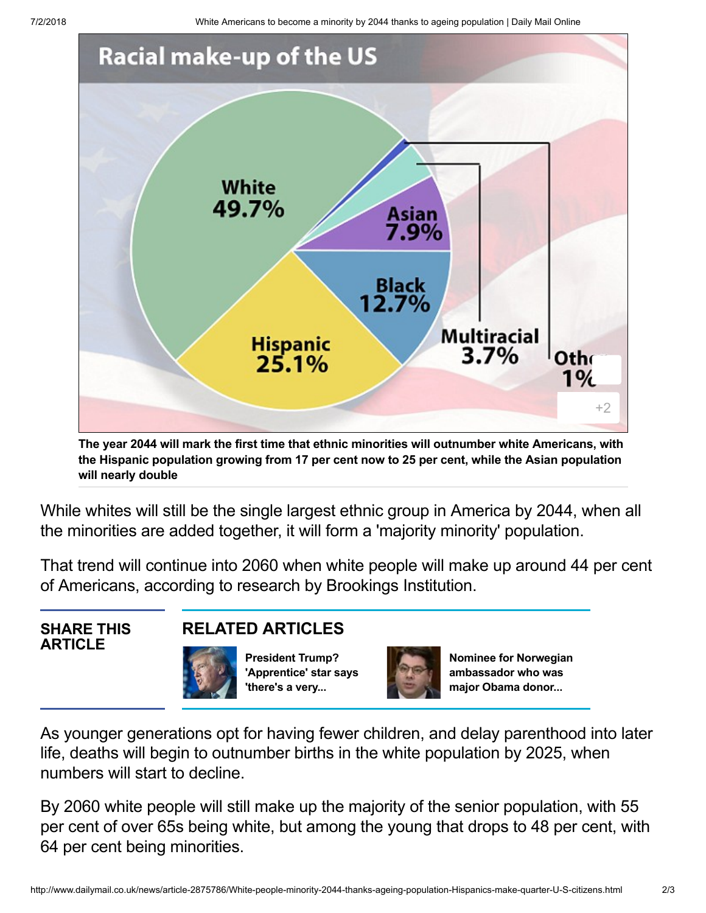## Racial make-up of the US

White 49.7%
Hispanic 25.1%
Black 12.7%
Asian 7.9%
Multiracial 3.7%
Other 1%

+2

**The year 2044 will mark the first time that ethnic minorities will outnumber white Americans, with the Hispanic population growing from 17 per cent now to 25 per cent, while the Asian population will nearly double**

While whites will still be the single largest ethnic group in America by 2044, when all the minorities are added together, it will form a 'majority minority' population.

That trend will continue into 2060 when white people will make up around 44 per cent of Americans, according to research by Brookings Institution.

**SHARE THIS ARTICLE**

**RELATED ARTICLES**

- **President Trump? 'Apprentice' star says 'there's a very...**
- **Nominee for Norwegian ambassador who was major Obama donor...**

As younger generations opt for having fewer children, and delay parenthood into later life, deaths will begin to outnumber births in the white population by 2025, when numbers will start to decline.

By 2060 white people will still make up the majority of the senior population, with 55 per cent of over 65s being white, but among the young that drops to 48 per cent, with 64 per cent being minorities.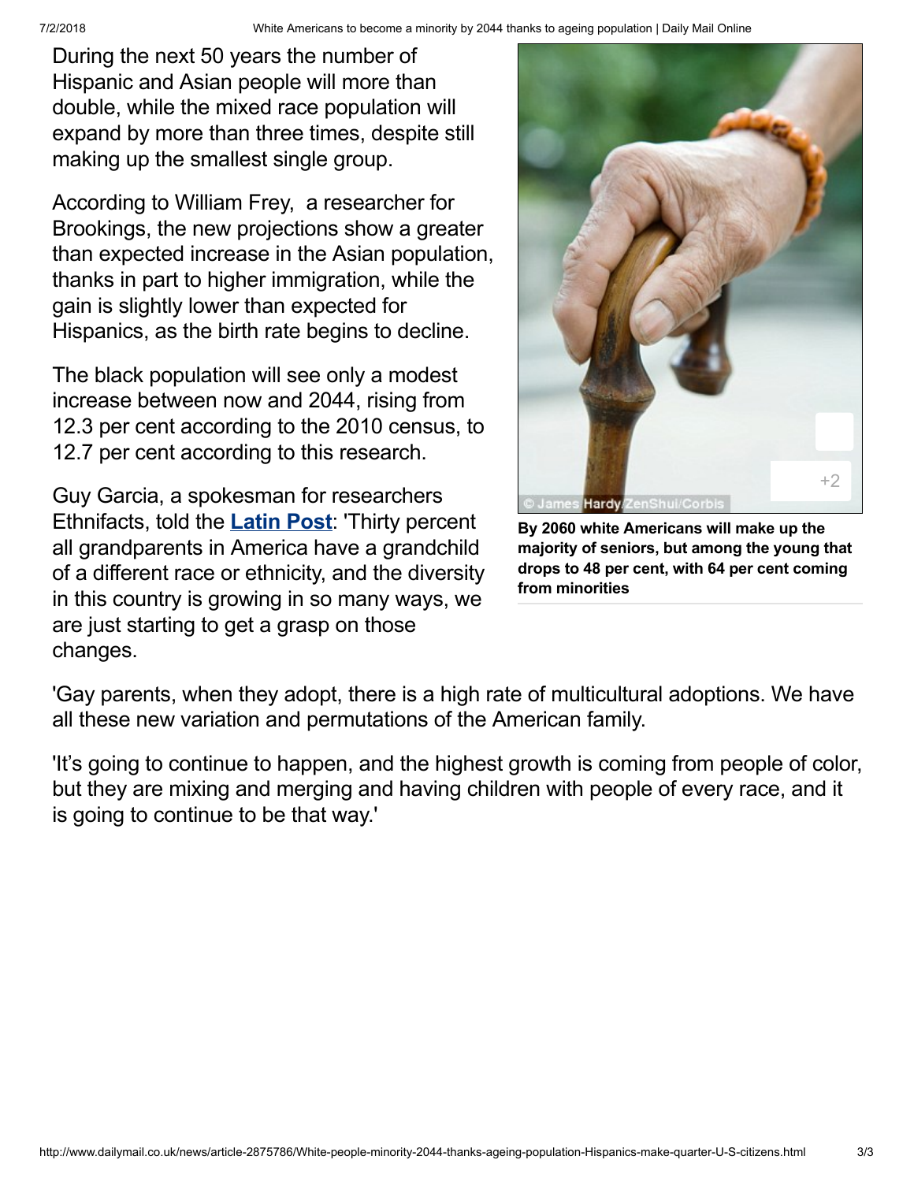During the next 50 years the number of Hispanic and Asian people will more than double, while the mixed race population will expand by more than three times, despite still making up the smallest single group.

According to William Frey, a researcher for Brookings, the new projections show a greater than expected increase in the Asian population, thanks in part to higher immigration, while the gain is slightly lower than expected for Hispanics, as the birth rate begins to decline.

The black population will see only a modest increase between now and 2044, rising from 12.3 per cent according to the 2010 census, to 12.7 per cent according to this research.

Guy Garcia, a spokesman for researchers Ethnifacts, told the **[Latin Post](#)**: 'Thirty percent all grandparents in America have a grandchild of a different race or ethnicity, and the diversity in this country is growing in so many ways, we are just starting to get a grasp on those changes.

© James Hardy/ZenShui/Corbis

+2

**By 2060 white Americans will make up the majority of seniors, but among the young that drops to 48 per cent, with 64 per cent coming from minorities**

'Gay parents, when they adopt, there is a high rate of multicultural adoptions. We have all these new variation and permutations of the American family.

'It's going to continue to happen, and the highest growth is coming from people of color, but they are mixing and merging and having children with people of every race, and it is going to continue to be that way.'